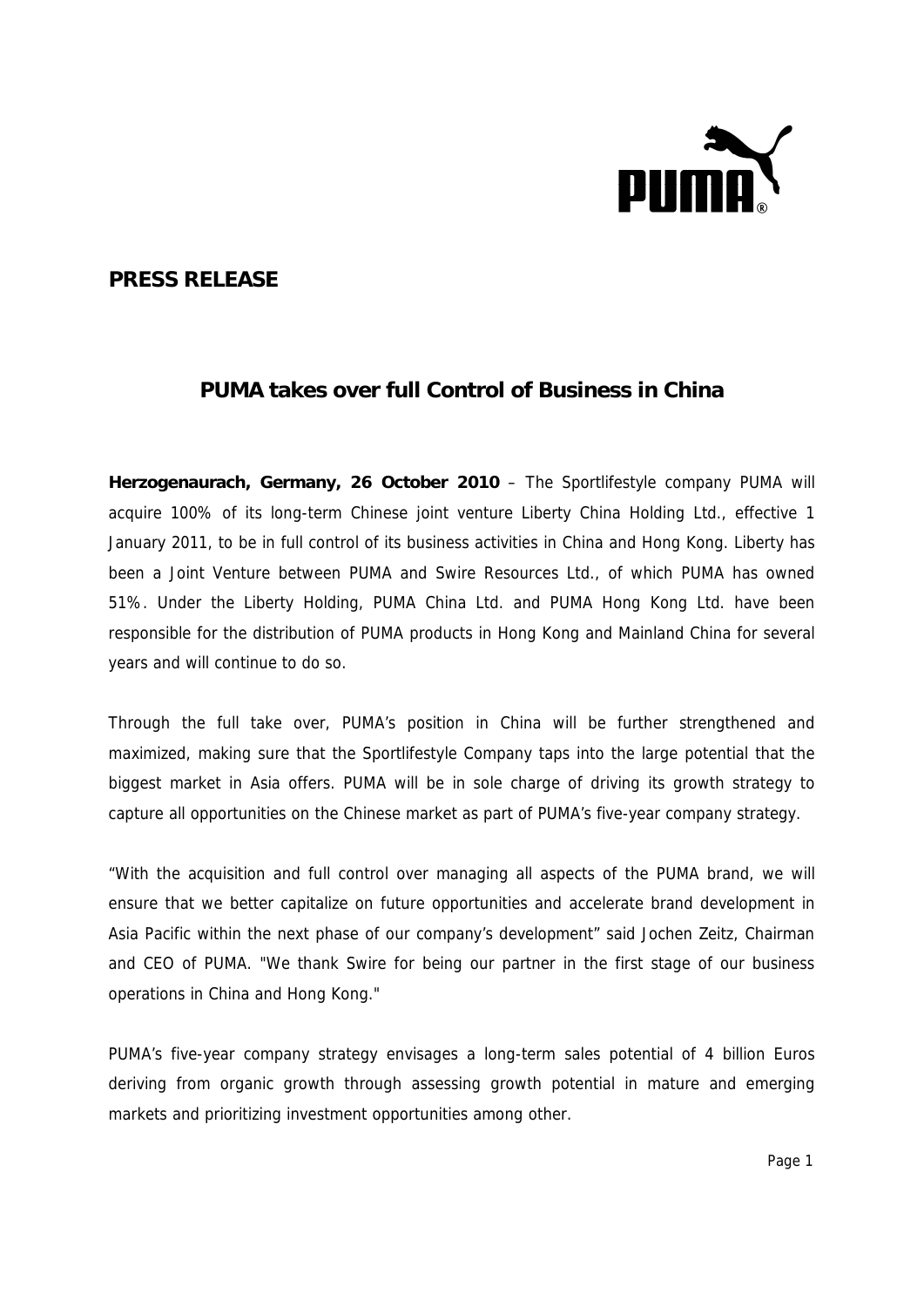## PRESS RELEASE

# PUMA takes over full Control of Business in China

**Herzogenaurach, Germany, 26 October 2010** – The Sportlifestyle company PUMA will acquire 100% of its long-term Chinese joint venture Liberty China Holding Ltd., effective 1 January 2011, to be in full control of its business activities in China and Hong Kong. Liberty has been a Joint Venture between PUMA and Swire Resources Ltd., of which PUMA has owned 51%. Under the Liberty Holding, PUMA China Ltd. and PUMA Hong Kong Ltd. have been responsible for the distribution of PUMA products in Hong Kong and Mainland China for several years and will continue to do so.

Through the full take over, PUMA's position in China will be further strengthened and maximized, making sure that the Sportlifestyle Company taps into the large potential that the biggest market in Asia offers. PUMA will be in sole charge of driving its growth strategy to capture all opportunities on the Chinese market as part of PUMA's five-year company strategy.

"With the acquisition and full control over managing all aspects of the PUMA brand, we will ensure that we better capitalize on future opportunities and accelerate brand development in Asia Pacific within the next phase of our company's development" said Jochen Zeitz, Chairman and CEO of PUMA. "We thank Swire for being our partner in the first stage of our business operations in China and Hong Kong."

PUMA's five-year company strategy envisages a long-term sales potential of 4 billion Euros deriving from organic growth through assessing growth potential in mature and emerging markets and prioritizing investment opportunities among other.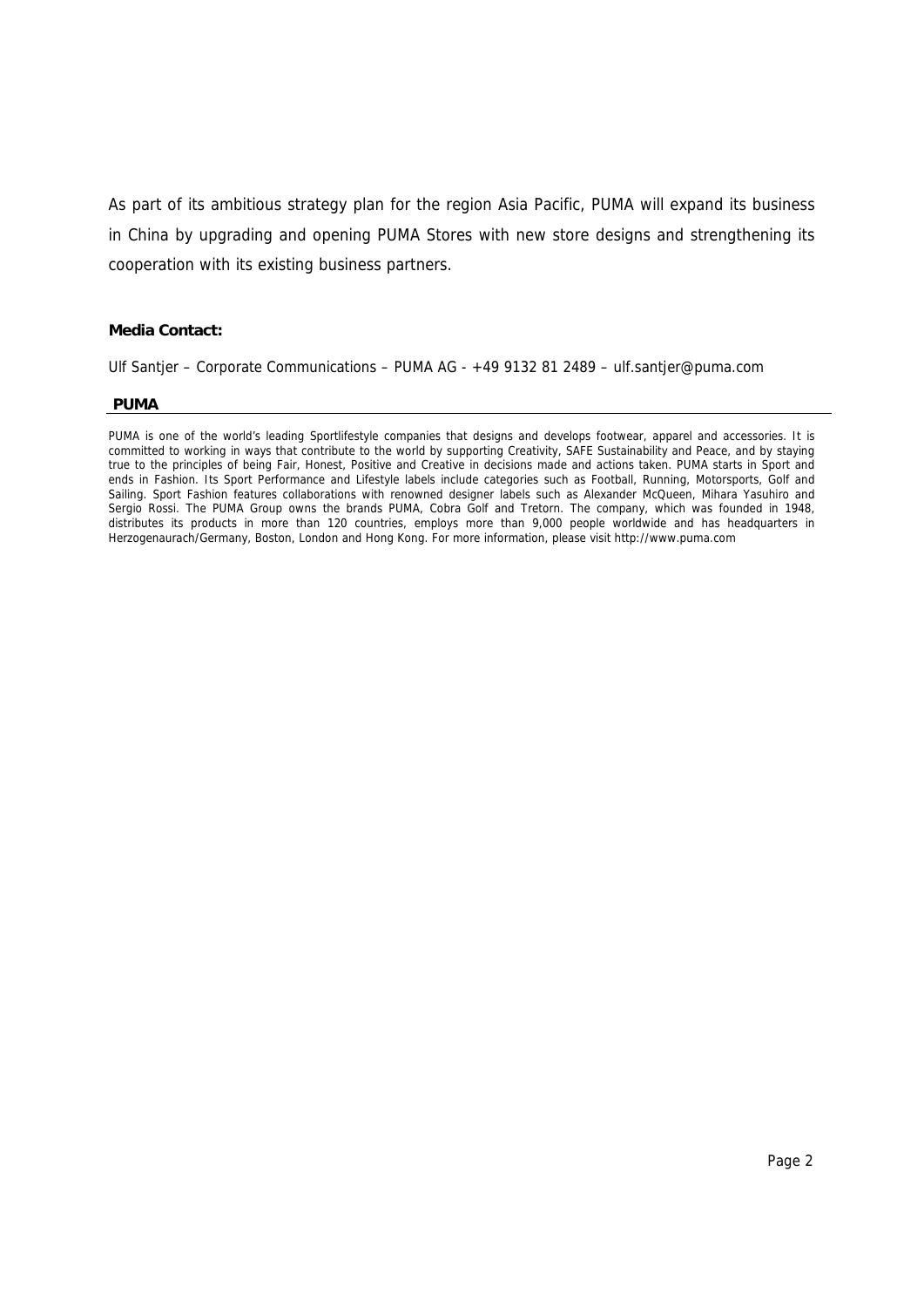As part of its ambitious strategy plan for the region Asia Pacific, PUMA will expand its business in China by upgrading and opening PUMA Stores with new store designs and strengthening its cooperation with its existing business partners.

**Media Contact:**

Ulf Santjer – Corporate Communications – PUMA AG - +49 9132 81 2489 – ulf.santjer@puma.com

**PUMA**

PUMA is one of the world's leading Sportlifestyle companies that designs and develops footwear, apparel and accessories. It is committed to working in ways that contribute to the world by supporting Creativity, SAFE Sustainability and Peace, and by staying true to the principles of being Fair, Honest, Positive and Creative in decisions made and actions taken. PUMA starts in Sport and ends in Fashion. Its Sport Performance and Lifestyle labels include categories such as Football, Running, Motorsports, Golf and Sailing. Sport Fashion features collaborations with renowned designer labels such as Alexander McQueen, Mihara Yasuhiro and Sergio Rossi. The PUMA Group owns the brands PUMA, Cobra Golf and Tretorn. The company, which was founded in 1948, distributes its products in more than 120 countries, employs more than 9,000 people worldwide and has headquarters in Herzogenaurach/Germany, Boston, London and Hong Kong. For more information, please visit http://www.puma.com